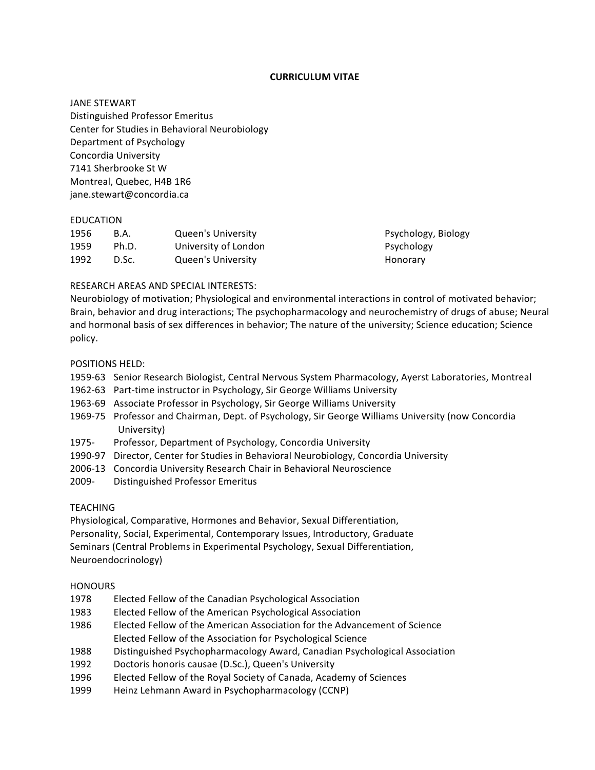# CURRICULUM VITAE

JANE STEWART
Distinguished Professor Emeritus
Center for Studies in Behavioral Neurobiology
Department of Psychology
Concordia University
7141 Sherbrooke St W
Montreal, Quebec, H4B 1R6
jane.stewart@concordia.ca

## EDUCATION

| | | | |
|---|---|---|---|
| 1956 | B.A. | Queen's University | Psychology, Biology |
| 1959 | Ph.D. | University of London | Psychology |
| 1992 | D.Sc. | Queen's University | Honorary |

## RESEARCH AREAS AND SPECIAL INTERESTS:

Neurobiology of motivation; Physiological and environmental interactions in control of motivated behavior; Brain, behavior and drug interactions; The psychopharmacology and neurochemistry of drugs of abuse; Neural and hormonal basis of sex differences in behavior; The nature of the university; Science education; Science policy.

## POSITIONS HELD:

- 1959-63 Senior Research Biologist, Central Nervous System Pharmacology, Ayerst Laboratories, Montreal
- 1962-63 Part-time instructor in Psychology, Sir George Williams University
- 1963-69 Associate Professor in Psychology, Sir George Williams University
- 1969-75 Professor and Chairman, Dept. of Psychology, Sir George Williams University (now Concordia University)
- 1975- Professor, Department of Psychology, Concordia University
- 1990-97 Director, Center for Studies in Behavioral Neurobiology, Concordia University
- 2006-13 Concordia University Research Chair in Behavioral Neuroscience
- 2009- Distinguished Professor Emeritus

## TEACHING

Physiological, Comparative, Hormones and Behavior, Sexual Differentiation, Personality, Social, Experimental, Contemporary Issues, Introductory, Graduate Seminars (Central Problems in Experimental Psychology, Sexual Differentiation, Neuroendocrinology)

## HONOURS

- 1978 Elected Fellow of the Canadian Psychological Association
- 1983 Elected Fellow of the American Psychological Association
- 1986 Elected Fellow of the American Association for the Advancement of Science
  Elected Fellow of the Association for Psychological Science
- 1988 Distinguished Psychopharmacology Award, Canadian Psychological Association
- 1992 Doctoris honoris causae (D.Sc.), Queen's University
- 1996 Elected Fellow of the Royal Society of Canada, Academy of Sciences
- 1999 Heinz Lehmann Award in Psychopharmacology (CCNP)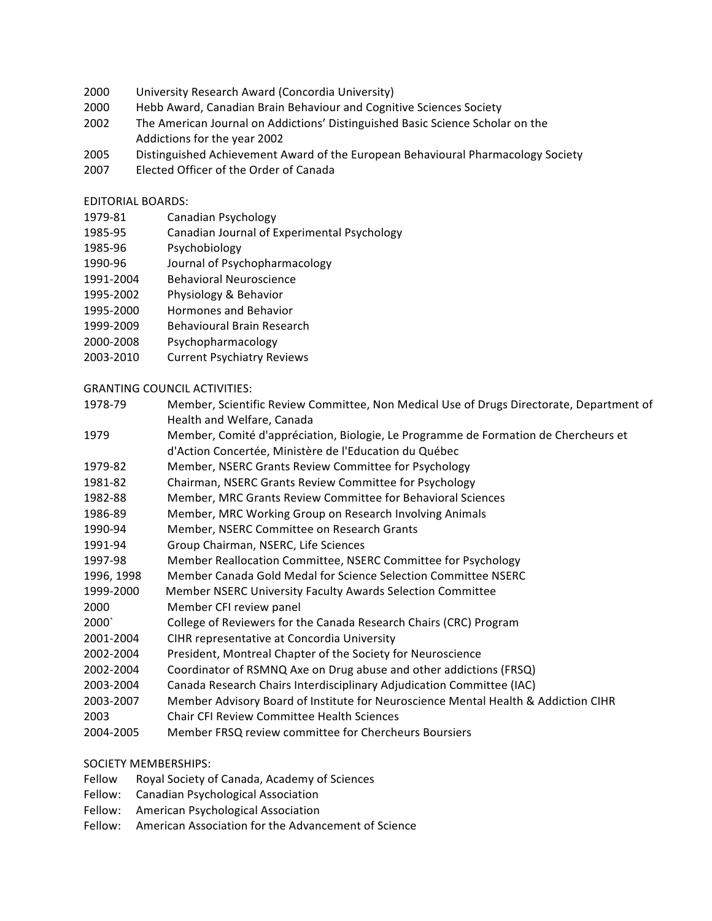2000 University Research Award (Concordia University)
2000 Hebb Award, Canadian Brain Behaviour and Cognitive Sciences Society
2002 The American Journal on Addictions' Distinguished Basic Science Scholar on the Addictions for the year 2002
2005 Distinguished Achievement Award of the European Behavioural Pharmacology Society
2007 Elected Officer of the Order of Canada

EDITORIAL BOARDS:

1979-81 Canadian Psychology
1985-95 Canadian Journal of Experimental Psychology
1985-96 Psychobiology
1990-96 Journal of Psychopharmacology
1991-2004 Behavioral Neuroscience
1995-2002 Physiology & Behavior
1995-2000 Hormones and Behavior
1999-2009 Behavioural Brain Research
2000-2008 Psychopharmacology
2003-2010 Current Psychiatry Reviews

GRANTING COUNCIL ACTIVITIES:

1978-79 Member, Scientific Review Committee, Non Medical Use of Drugs Directorate, Department of Health and Welfare, Canada
1979 Member, Comité d'appréciation, Biologie, Le Programme de Formation de Chercheurs et d'Action Concertée, Ministère de l'Education du Québec
1979-82 Member, NSERC Grants Review Committee for Psychology
1981-82 Chairman, NSERC Grants Review Committee for Psychology
1982-88 Member, MRC Grants Review Committee for Behavioral Sciences
1986-89 Member, MRC Working Group on Research Involving Animals
1990-94 Member, NSERC Committee on Research Grants
1991-94 Group Chairman, NSERC, Life Sciences
1997-98 Member Reallocation Committee, NSERC Committee for Psychology
1996, 1998 Member Canada Gold Medal for Science Selection Committee NSERC
1999-2000 Member NSERC University Faculty Awards Selection Committee
2000 Member CFI review panel
2000` College of Reviewers for the Canada Research Chairs (CRC) Program
2001-2004 CIHR representative at Concordia University
2002-2004 President, Montreal Chapter of the Society for Neuroscience
2002-2004 Coordinator of RSMNQ Axe on Drug abuse and other addictions (FRSQ)
2003-2004 Canada Research Chairs Interdisciplinary Adjudication Committee (IAC)
2003-2007 Member Advisory Board of Institute for Neuroscience Mental Health & Addiction CIHR
2003 Chair CFI Review Committee Health Sciences
2004-2005 Member FRSQ review committee for Chercheurs Boursiers

SOCIETY MEMBERSHIPS:

Fellow Royal Society of Canada, Academy of Sciences
Fellow: Canadian Psychological Association
Fellow: American Psychological Association
Fellow: American Association for the Advancement of Science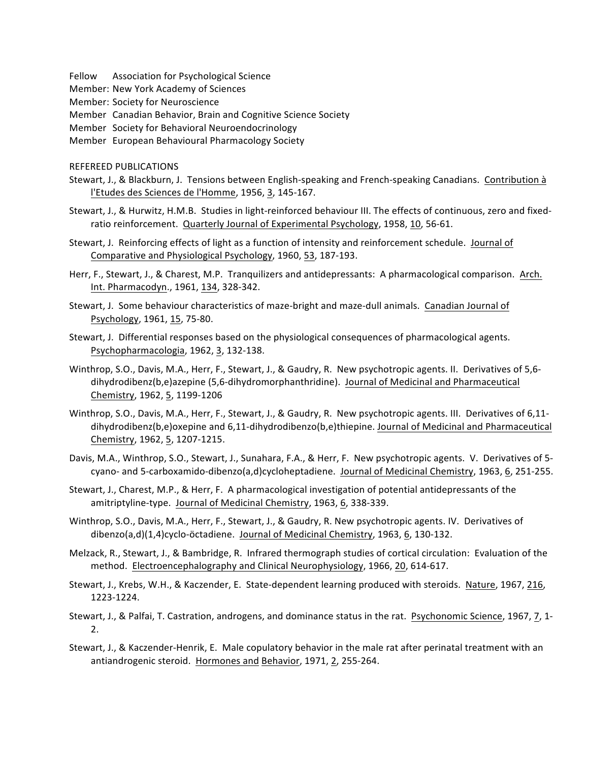Fellow Association for Psychological Science
Member: New York Academy of Sciences
Member: Society for Neuroscience
Member Canadian Behavior, Brain and Cognitive Science Society
Member Society for Behavioral Neuroendocrinology
Member European Behavioural Pharmacology Society

REFEREED PUBLICATIONS

Stewart, J., & Blackburn, J. Tensions between English-speaking and French-speaking Canadians. Contribution à l'Etudes des Sciences de l'Homme, 1956, 3, 145-167.

Stewart, J., & Hurwitz, H.M.B. Studies in light-reinforced behaviour III. The effects of continuous, zero and fixed-ratio reinforcement. Quarterly Journal of Experimental Psychology, 1958, 10, 56-61.

Stewart, J. Reinforcing effects of light as a function of intensity and reinforcement schedule. Journal of Comparative and Physiological Psychology, 1960, 53, 187-193.

Herr, F., Stewart, J., & Charest, M.P. Tranquilizers and antidepressants: A pharmacological comparison. Arch. Int. Pharmacodyn., 1961, 134, 328-342.

Stewart, J. Some behaviour characteristics of maze-bright and maze-dull animals. Canadian Journal of Psychology, 1961, 15, 75-80.

Stewart, J. Differential responses based on the physiological consequences of pharmacological agents. Psychopharmacologia, 1962, 3, 132-138.

Winthrop, S.O., Davis, M.A., Herr, F., Stewart, J., & Gaudry, R. New psychotropic agents. II. Derivatives of 5,6-dihydrodibenz(b,e)azepine (5,6-dihydromorphanthridine). Journal of Medicinal and Pharmaceutical Chemistry, 1962, 5, 1199-1206

Winthrop, S.O., Davis, M.A., Herr, F., Stewart, J., & Gaudry, R. New psychotropic agents. III. Derivatives of 6,11-dihydrodibenz(b,e)oxepine and 6,11-dihydrodibenzo(b,e)thiepine. Journal of Medicinal and Pharmaceutical Chemistry, 1962, 5, 1207-1215.

Davis, M.A., Winthrop, S.O., Stewart, J., Sunahara, F.A., & Herr, F. New psychotropic agents. V. Derivatives of 5-cyano- and 5-carboxamido-dibenzo(a,d)cycloheptadiene. Journal of Medicinal Chemistry, 1963, 6, 251-255.

Stewart, J., Charest, M.P., & Herr, F. A pharmacological investigation of potential antidepressants of the amitriptyline-type. Journal of Medicinal Chemistry, 1963, 6, 338-339.

Winthrop, S.O., Davis, M.A., Herr, F., Stewart, J., & Gaudry, R. New psychotropic agents. IV. Derivatives of dibenzo(a,d)(1,4)cyclo-öctadiene. Journal of Medicinal Chemistry, 1963, 6, 130-132.

Melzack, R., Stewart, J., & Bambridge, R. Infrared thermograph studies of cortical circulation: Evaluation of the method. Electroencephalography and Clinical Neurophysiology, 1966, 20, 614-617.

Stewart, J., Krebs, W.H., & Kaczender, E. State-dependent learning produced with steroids. Nature, 1967, 216, 1223-1224.

Stewart, J., & Palfai, T. Castration, androgens, and dominance status in the rat. Psychonomic Science, 1967, 7, 1-2.

Stewart, J., & Kaczender-Henrik, E. Male copulatory behavior in the male rat after perinatal treatment with an antiandrogenic steroid. Hormones and Behavior, 1971, 2, 255-264.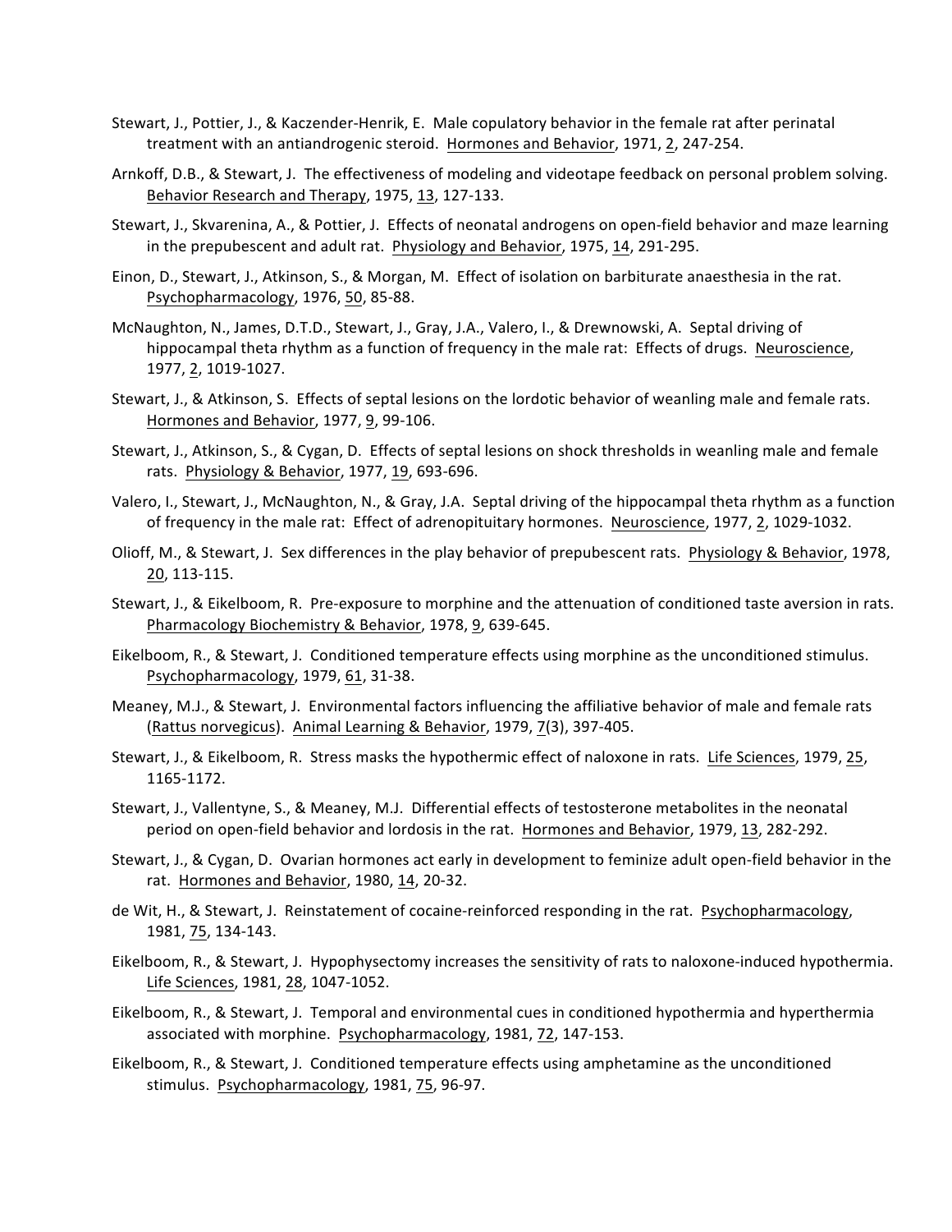Stewart, J., Pottier, J., & Kaczender-Henrik, E. Male copulatory behavior in the female rat after perinatal treatment with an antiandrogenic steroid. Hormones and Behavior, 1971, 2, 247-254.

Arnkoff, D.B., & Stewart, J. The effectiveness of modeling and videotape feedback on personal problem solving. Behavior Research and Therapy, 1975, 13, 127-133.

Stewart, J., Skvarenina, A., & Pottier, J. Effects of neonatal androgens on open-field behavior and maze learning in the prepubescent and adult rat. Physiology and Behavior, 1975, 14, 291-295.

Einon, D., Stewart, J., Atkinson, S., & Morgan, M. Effect of isolation on barbiturate anaesthesia in the rat. Psychopharmacology, 1976, 50, 85-88.

McNaughton, N., James, D.T.D., Stewart, J., Gray, J.A., Valero, I., & Drewnowski, A. Septal driving of hippocampal theta rhythm as a function of frequency in the male rat: Effects of drugs. Neuroscience, 1977, 2, 1019-1027.

Stewart, J., & Atkinson, S. Effects of septal lesions on the lordotic behavior of weanling male and female rats. Hormones and Behavior, 1977, 9, 99-106.

Stewart, J., Atkinson, S., & Cygan, D. Effects of septal lesions on shock thresholds in weanling male and female rats. Physiology & Behavior, 1977, 19, 693-696.

Valero, I., Stewart, J., McNaughton, N., & Gray, J.A. Septal driving of the hippocampal theta rhythm as a function of frequency in the male rat: Effect of adrenopituitary hormones. Neuroscience, 1977, 2, 1029-1032.

Olioff, M., & Stewart, J. Sex differences in the play behavior of prepubescent rats. Physiology & Behavior, 1978, 20, 113-115.

Stewart, J., & Eikelboom, R. Pre-exposure to morphine and the attenuation of conditioned taste aversion in rats. Pharmacology Biochemistry & Behavior, 1978, 9, 639-645.

Eikelboom, R., & Stewart, J. Conditioned temperature effects using morphine as the unconditioned stimulus. Psychopharmacology, 1979, 61, 31-38.

Meaney, M.J., & Stewart, J. Environmental factors influencing the affiliative behavior of male and female rats (Rattus norvegicus). Animal Learning & Behavior, 1979, 7(3), 397-405.

Stewart, J., & Eikelboom, R. Stress masks the hypothermic effect of naloxone in rats. Life Sciences, 1979, 25, 1165-1172.

Stewart, J., Vallentyne, S., & Meaney, M.J. Differential effects of testosterone metabolites in the neonatal period on open-field behavior and lordosis in the rat. Hormones and Behavior, 1979, 13, 282-292.

Stewart, J., & Cygan, D. Ovarian hormones act early in development to feminize adult open-field behavior in the rat. Hormones and Behavior, 1980, 14, 20-32.

de Wit, H., & Stewart, J. Reinstatement of cocaine-reinforced responding in the rat. Psychopharmacology, 1981, 75, 134-143.

Eikelboom, R., & Stewart, J. Hypophysectomy increases the sensitivity of rats to naloxone-induced hypothermia. Life Sciences, 1981, 28, 1047-1052.

Eikelboom, R., & Stewart, J. Temporal and environmental cues in conditioned hypothermia and hyperthermia associated with morphine. Psychopharmacology, 1981, 72, 147-153.

Eikelboom, R., & Stewart, J. Conditioned temperature effects using amphetamine as the unconditioned stimulus. Psychopharmacology, 1981, 75, 96-97.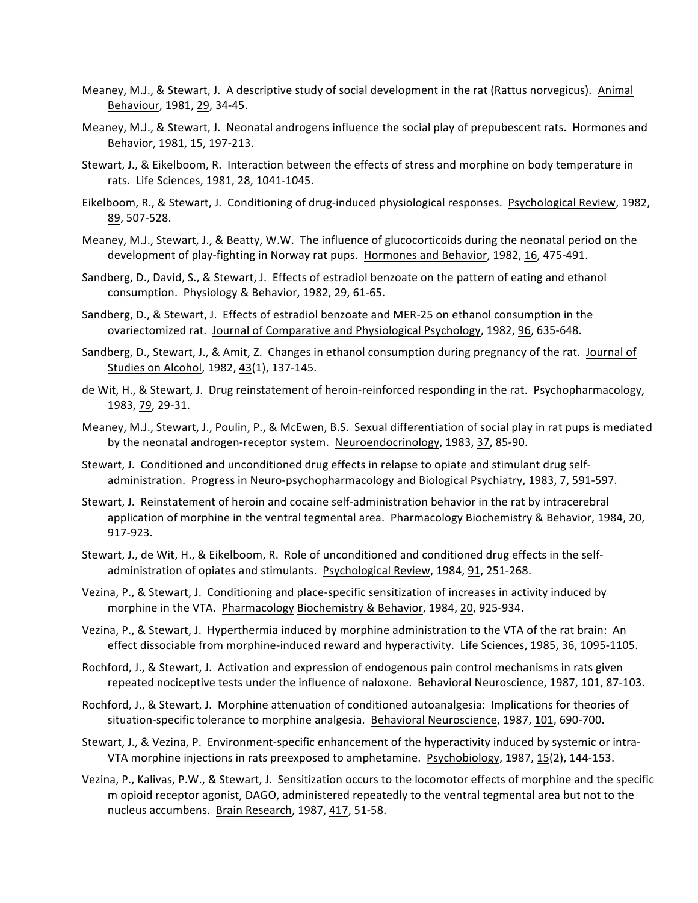Meaney, M.J., & Stewart, J. A descriptive study of social development in the rat (Rattus norvegicus). Animal Behaviour, 1981, 29, 34-45.

Meaney, M.J., & Stewart, J. Neonatal androgens influence the social play of prepubescent rats. Hormones and Behavior, 1981, 15, 197-213.

Stewart, J., & Eikelboom, R. Interaction between the effects of stress and morphine on body temperature in rats. Life Sciences, 1981, 28, 1041-1045.

Eikelboom, R., & Stewart, J. Conditioning of drug-induced physiological responses. Psychological Review, 1982, 89, 507-528.

Meaney, M.J., Stewart, J., & Beatty, W.W. The influence of glucocorticoids during the neonatal period on the development of play-fighting in Norway rat pups. Hormones and Behavior, 1982, 16, 475-491.

Sandberg, D., David, S., & Stewart, J. Effects of estradiol benzoate on the pattern of eating and ethanol consumption. Physiology & Behavior, 1982, 29, 61-65.

Sandberg, D., & Stewart, J. Effects of estradiol benzoate and MER-25 on ethanol consumption in the ovariectomized rat. Journal of Comparative and Physiological Psychology, 1982, 96, 635-648.

Sandberg, D., Stewart, J., & Amit, Z. Changes in ethanol consumption during pregnancy of the rat. Journal of Studies on Alcohol, 1982, 43(1), 137-145.

de Wit, H., & Stewart, J. Drug reinstatement of heroin-reinforced responding in the rat. Psychopharmacology, 1983, 79, 29-31.

Meaney, M.J., Stewart, J., Poulin, P., & McEwen, B.S. Sexual differentiation of social play in rat pups is mediated by the neonatal androgen-receptor system. Neuroendocrinology, 1983, 37, 85-90.

Stewart, J. Conditioned and unconditioned drug effects in relapse to opiate and stimulant drug self-administration. Progress in Neuro-psychopharmacology and Biological Psychiatry, 1983, 7, 591-597.

Stewart, J. Reinstatement of heroin and cocaine self-administration behavior in the rat by intracerebral application of morphine in the ventral tegmental area. Pharmacology Biochemistry & Behavior, 1984, 20, 917-923.

Stewart, J., de Wit, H., & Eikelboom, R. Role of unconditioned and conditioned drug effects in the self-administration of opiates and stimulants. Psychological Review, 1984, 91, 251-268.

Vezina, P., & Stewart, J. Conditioning and place-specific sensitization of increases in activity induced by morphine in the VTA. Pharmacology Biochemistry & Behavior, 1984, 20, 925-934.

Vezina, P., & Stewart, J. Hyperthermia induced by morphine administration to the VTA of the rat brain: An effect dissociable from morphine-induced reward and hyperactivity. Life Sciences, 1985, 36, 1095-1105.

Rochford, J., & Stewart, J. Activation and expression of endogenous pain control mechanisms in rats given repeated nociceptive tests under the influence of naloxone. Behavioral Neuroscience, 1987, 101, 87-103.

Rochford, J., & Stewart, J. Morphine attenuation of conditioned autoanalgesia: Implications for theories of situation-specific tolerance to morphine analgesia. Behavioral Neuroscience, 1987, 101, 690-700.

Stewart, J., & Vezina, P. Environment-specific enhancement of the hyperactivity induced by systemic or intra-VTA morphine injections in rats preexposed to amphetamine. Psychobiology, 1987, 15(2), 144-153.

Vezina, P., Kalivas, P.W., & Stewart, J. Sensitization occurs to the locomotor effects of morphine and the specific m opioid receptor agonist, DAGO, administered repeatedly to the ventral tegmental area but not to the nucleus accumbens. Brain Research, 1987, 417, 51-58.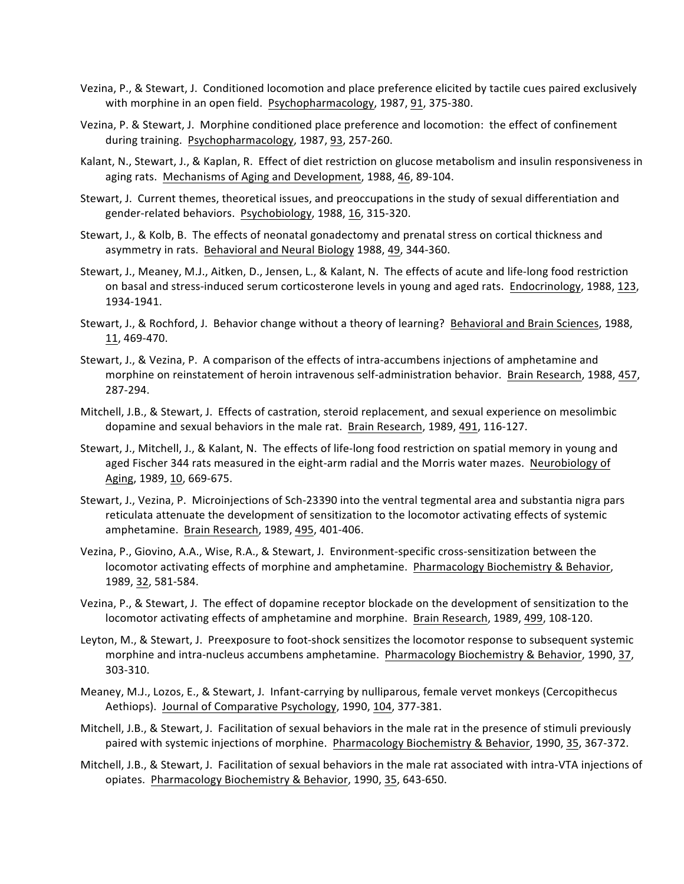Vezina, P., & Stewart, J. Conditioned locomotion and place preference elicited by tactile cues paired exclusively with morphine in an open field. Psychopharmacology, 1987, 91, 375-380.

Vezina, P. & Stewart, J. Morphine conditioned place preference and locomotion: the effect of confinement during training. Psychopharmacology, 1987, 93, 257-260.

Kalant, N., Stewart, J., & Kaplan, R. Effect of diet restriction on glucose metabolism and insulin responsiveness in aging rats. Mechanisms of Aging and Development, 1988, 46, 89-104.

Stewart, J. Current themes, theoretical issues, and preoccupations in the study of sexual differentiation and gender-related behaviors. Psychobiology, 1988, 16, 315-320.

Stewart, J., & Kolb, B. The effects of neonatal gonadectomy and prenatal stress on cortical thickness and asymmetry in rats. Behavioral and Neural Biology 1988, 49, 344-360.

Stewart, J., Meaney, M.J., Aitken, D., Jensen, L., & Kalant, N. The effects of acute and life-long food restriction on basal and stress-induced serum corticosterone levels in young and aged rats. Endocrinology, 1988, 123, 1934-1941.

Stewart, J., & Rochford, J. Behavior change without a theory of learning? Behavioral and Brain Sciences, 1988, 11, 469-470.

Stewart, J., & Vezina, P. A comparison of the effects of intra-accumbens injections of amphetamine and morphine on reinstatement of heroin intravenous self-administration behavior. Brain Research, 1988, 457, 287-294.

Mitchell, J.B., & Stewart, J. Effects of castration, steroid replacement, and sexual experience on mesolimbic dopamine and sexual behaviors in the male rat. Brain Research, 1989, 491, 116-127.

Stewart, J., Mitchell, J., & Kalant, N. The effects of life-long food restriction on spatial memory in young and aged Fischer 344 rats measured in the eight-arm radial and the Morris water mazes. Neurobiology of Aging, 1989, 10, 669-675.

Stewart, J., Vezina, P. Microinjections of Sch-23390 into the ventral tegmental area and substantia nigra pars reticulata attenuate the development of sensitization to the locomotor activating effects of systemic amphetamine. Brain Research, 1989, 495, 401-406.

Vezina, P., Giovino, A.A., Wise, R.A., & Stewart, J. Environment-specific cross-sensitization between the locomotor activating effects of morphine and amphetamine. Pharmacology Biochemistry & Behavior, 1989, 32, 581-584.

Vezina, P., & Stewart, J. The effect of dopamine receptor blockade on the development of sensitization to the locomotor activating effects of amphetamine and morphine. Brain Research, 1989, 499, 108-120.

Leyton, M., & Stewart, J. Preexposure to foot-shock sensitizes the locomotor response to subsequent systemic morphine and intra-nucleus accumbens amphetamine. Pharmacology Biochemistry & Behavior, 1990, 37, 303-310.

Meaney, M.J., Lozos, E., & Stewart, J. Infant-carrying by nulliparous, female vervet monkeys (Cercopithecus Aethiops). Journal of Comparative Psychology, 1990, 104, 377-381.

Mitchell, J.B., & Stewart, J. Facilitation of sexual behaviors in the male rat in the presence of stimuli previously paired with systemic injections of morphine. Pharmacology Biochemistry & Behavior, 1990, 35, 367-372.

Mitchell, J.B., & Stewart, J. Facilitation of sexual behaviors in the male rat associated with intra-VTA injections of opiates. Pharmacology Biochemistry & Behavior, 1990, 35, 643-650.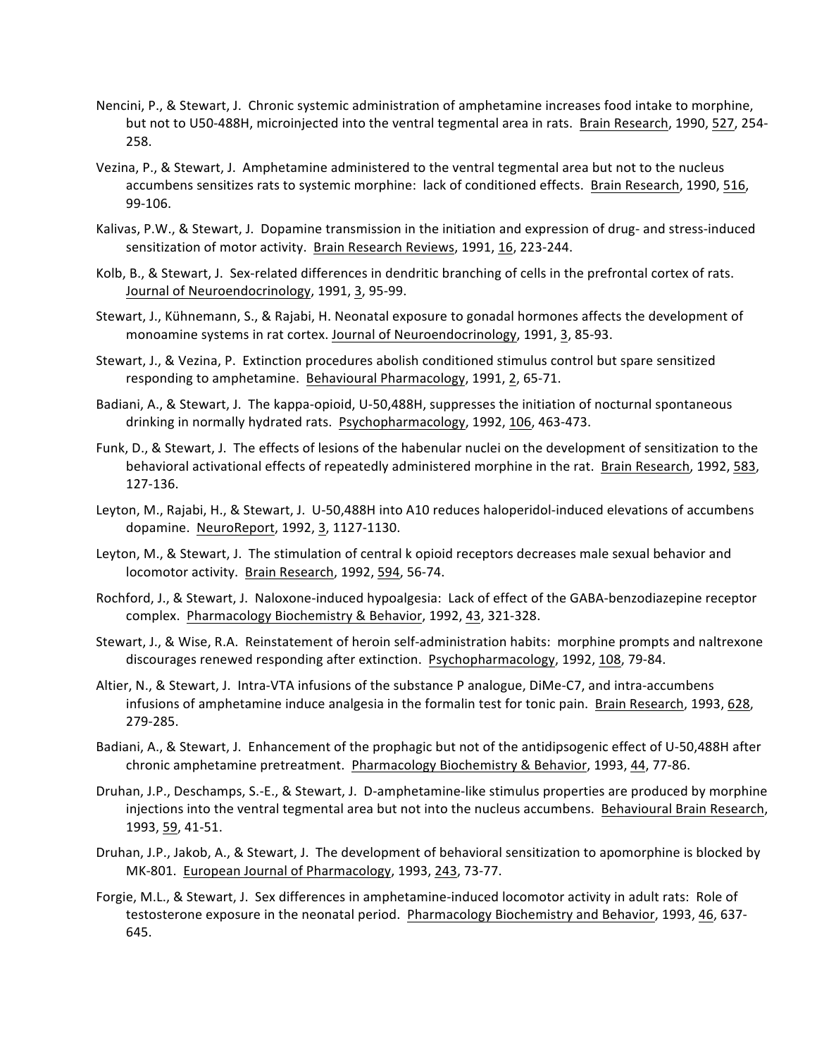Nencini, P., & Stewart, J. Chronic systemic administration of amphetamine increases food intake to morphine, but not to U50-488H, microinjected into the ventral tegmental area in rats. Brain Research, 1990, 527, 254-258.

Vezina, P., & Stewart, J. Amphetamine administered to the ventral tegmental area but not to the nucleus accumbens sensitizes rats to systemic morphine: lack of conditioned effects. Brain Research, 1990, 516, 99-106.

Kalivas, P.W., & Stewart, J. Dopamine transmission in the initiation and expression of drug- and stress-induced sensitization of motor activity. Brain Research Reviews, 1991, 16, 223-244.

Kolb, B., & Stewart, J. Sex-related differences in dendritic branching of cells in the prefrontal cortex of rats. Journal of Neuroendocrinology, 1991, 3, 95-99.

Stewart, J., Kühnemann, S., & Rajabi, H. Neonatal exposure to gonadal hormones affects the development of monoamine systems in rat cortex. Journal of Neuroendocrinology, 1991, 3, 85-93.

Stewart, J., & Vezina, P. Extinction procedures abolish conditioned stimulus control but spare sensitized responding to amphetamine. Behavioural Pharmacology, 1991, 2, 65-71.

Badiani, A., & Stewart, J. The kappa-opioid, U-50,488H, suppresses the initiation of nocturnal spontaneous drinking in normally hydrated rats. Psychopharmacology, 1992, 106, 463-473.

Funk, D., & Stewart, J. The effects of lesions of the habenular nuclei on the development of sensitization to the behavioral activational effects of repeatedly administered morphine in the rat. Brain Research, 1992, 583, 127-136.

Leyton, M., Rajabi, H., & Stewart, J. U-50,488H into A10 reduces haloperidol-induced elevations of accumbens dopamine. NeuroReport, 1992, 3, 1127-1130.

Leyton, M., & Stewart, J. The stimulation of central k opioid receptors decreases male sexual behavior and locomotor activity. Brain Research, 1992, 594, 56-74.

Rochford, J., & Stewart, J. Naloxone-induced hypoalgesia: Lack of effect of the GABA-benzodiazepine receptor complex. Pharmacology Biochemistry & Behavior, 1992, 43, 321-328.

Stewart, J., & Wise, R.A. Reinstatement of heroin self-administration habits: morphine prompts and naltrexone discourages renewed responding after extinction. Psychopharmacology, 1992, 108, 79-84.

Altier, N., & Stewart, J. Intra-VTA infusions of the substance P analogue, DiMe-C7, and intra-accumbens infusions of amphetamine induce analgesia in the formalin test for tonic pain. Brain Research, 1993, 628, 279-285.

Badiani, A., & Stewart, J. Enhancement of the prophagic but not of the antidipsogenic effect of U-50,488H after chronic amphetamine pretreatment. Pharmacology Biochemistry & Behavior, 1993, 44, 77-86.

Druhan, J.P., Deschamps, S.-E., & Stewart, J. D-amphetamine-like stimulus properties are produced by morphine injections into the ventral tegmental area but not into the nucleus accumbens. Behavioural Brain Research, 1993, 59, 41-51.

Druhan, J.P., Jakob, A., & Stewart, J. The development of behavioral sensitization to apomorphine is blocked by MK-801. European Journal of Pharmacology, 1993, 243, 73-77.

Forgie, M.L., & Stewart, J. Sex differences in amphetamine-induced locomotor activity in adult rats: Role of testosterone exposure in the neonatal period. Pharmacology Biochemistry and Behavior, 1993, 46, 637-645.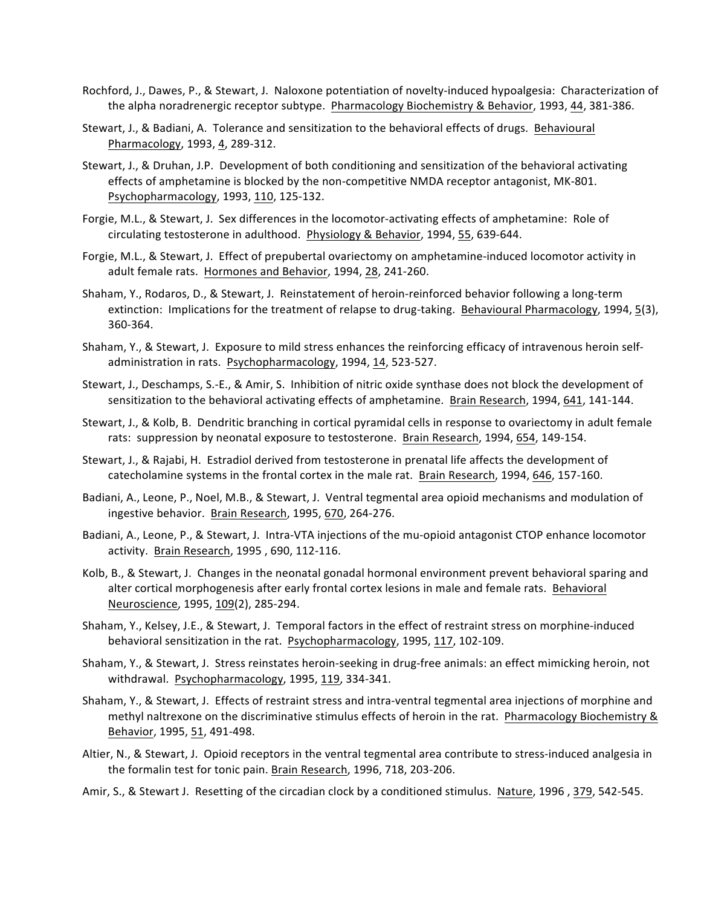Rochford, J., Dawes, P., & Stewart, J. Naloxone potentiation of novelty-induced hypoalgesia: Characterization of the alpha noradrenergic receptor subtype. Pharmacology Biochemistry & Behavior, 1993, 44, 381-386.

Stewart, J., & Badiani, A. Tolerance and sensitization to the behavioral effects of drugs. Behavioural Pharmacology, 1993, 4, 289-312.

Stewart, J., & Druhan, J.P. Development of both conditioning and sensitization of the behavioral activating effects of amphetamine is blocked by the non-competitive NMDA receptor antagonist, MK-801. Psychopharmacology, 1993, 110, 125-132.

Forgie, M.L., & Stewart, J. Sex differences in the locomotor-activating effects of amphetamine: Role of circulating testosterone in adulthood. Physiology & Behavior, 1994, 55, 639-644.

Forgie, M.L., & Stewart, J. Effect of prepubertal ovariectomy on amphetamine-induced locomotor activity in adult female rats. Hormones and Behavior, 1994, 28, 241-260.

Shaham, Y., Rodaros, D., & Stewart, J. Reinstatement of heroin-reinforced behavior following a long-term extinction: Implications for the treatment of relapse to drug-taking. Behavioural Pharmacology, 1994, 5(3), 360-364.

Shaham, Y., & Stewart, J. Exposure to mild stress enhances the reinforcing efficacy of intravenous heroin self-administration in rats. Psychopharmacology, 1994, 14, 523-527.

Stewart, J., Deschamps, S.-E., & Amir, S. Inhibition of nitric oxide synthase does not block the development of sensitization to the behavioral activating effects of amphetamine. Brain Research, 1994, 641, 141-144.

Stewart, J., & Kolb, B. Dendritic branching in cortical pyramidal cells in response to ovariectomy in adult female rats: suppression by neonatal exposure to testosterone. Brain Research, 1994, 654, 149-154.

Stewart, J., & Rajabi, H. Estradiol derived from testosterone in prenatal life affects the development of catecholamine systems in the frontal cortex in the male rat. Brain Research, 1994, 646, 157-160.

Badiani, A., Leone, P., Noel, M.B., & Stewart, J. Ventral tegmental area opioid mechanisms and modulation of ingestive behavior. Brain Research, 1995, 670, 264-276.

Badiani, A., Leone, P., & Stewart, J. Intra-VTA injections of the mu-opioid antagonist CTOP enhance locomotor activity. Brain Research, 1995 , 690, 112-116.

Kolb, B., & Stewart, J. Changes in the neonatal gonadal hormonal environment prevent behavioral sparing and alter cortical morphogenesis after early frontal cortex lesions in male and female rats. Behavioral Neuroscience, 1995, 109(2), 285-294.

Shaham, Y., Kelsey, J.E., & Stewart, J. Temporal factors in the effect of restraint stress on morphine-induced behavioral sensitization in the rat. Psychopharmacology, 1995, 117, 102-109.

Shaham, Y., & Stewart, J. Stress reinstates heroin-seeking in drug-free animals: an effect mimicking heroin, not withdrawal. Psychopharmacology, 1995, 119, 334-341.

Shaham, Y., & Stewart, J. Effects of restraint stress and intra-ventral tegmental area injections of morphine and methyl naltrexone on the discriminative stimulus effects of heroin in the rat. Pharmacology Biochemistry & Behavior, 1995, 51, 491-498.

Altier, N., & Stewart, J. Opioid receptors in the ventral tegmental area contribute to stress-induced analgesia in the formalin test for tonic pain. Brain Research, 1996, 718, 203-206.

Amir, S., & Stewart J. Resetting of the circadian clock by a conditioned stimulus. Nature, 1996 , 379, 542-545.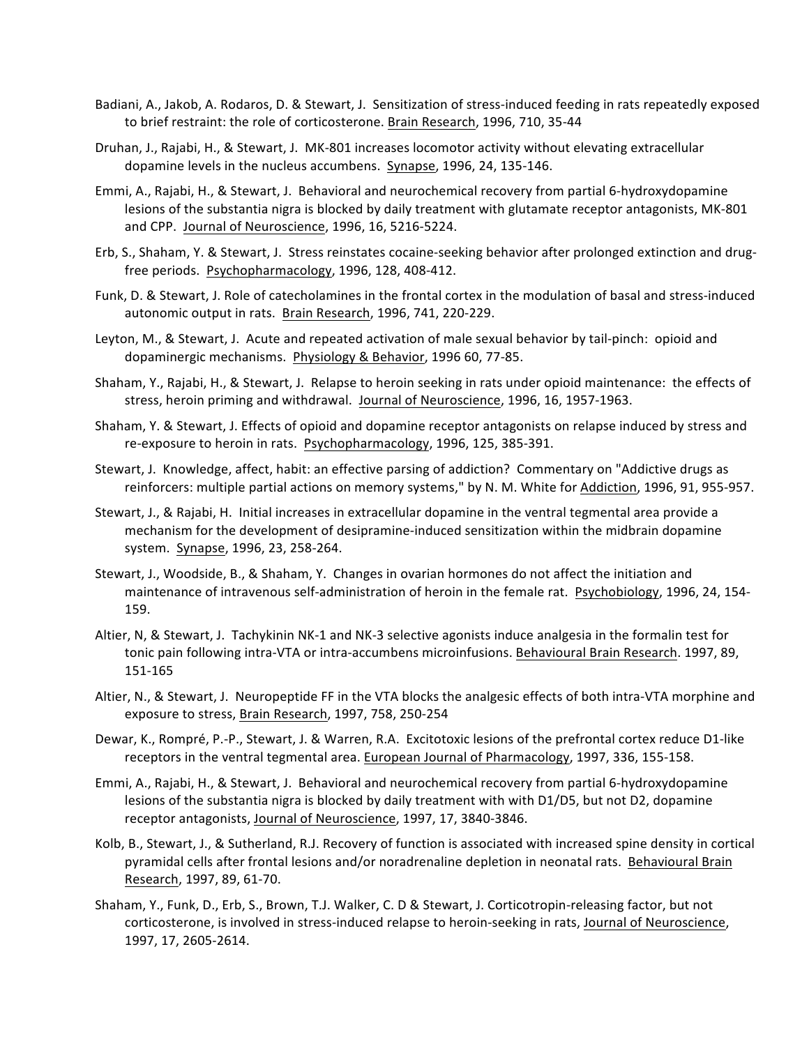Badiani, A., Jakob, A. Rodaros, D. & Stewart, J. Sensitization of stress-induced feeding in rats repeatedly exposed to brief restraint: the role of corticosterone. Brain Research, 1996, 710, 35-44

Druhan, J., Rajabi, H., & Stewart, J. MK-801 increases locomotor activity without elevating extracellular dopamine levels in the nucleus accumbens. Synapse, 1996, 24, 135-146.

Emmi, A., Rajabi, H., & Stewart, J. Behavioral and neurochemical recovery from partial 6-hydroxydopamine lesions of the substantia nigra is blocked by daily treatment with glutamate receptor antagonists, MK-801 and CPP. Journal of Neuroscience, 1996, 16, 5216-5224.

Erb, S., Shaham, Y. & Stewart, J. Stress reinstates cocaine-seeking behavior after prolonged extinction and drug-free periods. Psychopharmacology, 1996, 128, 408-412.

Funk, D. & Stewart, J. Role of catecholamines in the frontal cortex in the modulation of basal and stress-induced autonomic output in rats. Brain Research, 1996, 741, 220-229.

Leyton, M., & Stewart, J. Acute and repeated activation of male sexual behavior by tail-pinch: opioid and dopaminergic mechanisms. Physiology & Behavior, 1996 60, 77-85.

Shaham, Y., Rajabi, H., & Stewart, J. Relapse to heroin seeking in rats under opioid maintenance: the effects of stress, heroin priming and withdrawal. Journal of Neuroscience, 1996, 16, 1957-1963.

Shaham, Y. & Stewart, J. Effects of opioid and dopamine receptor antagonists on relapse induced by stress and re-exposure to heroin in rats. Psychopharmacology, 1996, 125, 385-391.

Stewart, J. Knowledge, affect, habit: an effective parsing of addiction? Commentary on "Addictive drugs as reinforcers: multiple partial actions on memory systems," by N. M. White for Addiction, 1996, 91, 955-957.

Stewart, J., & Rajabi, H. Initial increases in extracellular dopamine in the ventral tegmental area provide a mechanism for the development of desipramine-induced sensitization within the midbrain dopamine system. Synapse, 1996, 23, 258-264.

Stewart, J., Woodside, B., & Shaham, Y. Changes in ovarian hormones do not affect the initiation and maintenance of intravenous self-administration of heroin in the female rat. Psychobiology, 1996, 24, 154-159.

Altier, N, & Stewart, J. Tachykinin NK-1 and NK-3 selective agonists induce analgesia in the formalin test for tonic pain following intra-VTA or intra-accumbens microinfusions. Behavioural Brain Research. 1997, 89, 151-165

Altier, N., & Stewart, J. Neuropeptide FF in the VTA blocks the analgesic effects of both intra-VTA morphine and exposure to stress, Brain Research, 1997, 758, 250-254

Dewar, K., Rompré, P.-P., Stewart, J. & Warren, R.A. Excitotoxic lesions of the prefrontal cortex reduce D1-like receptors in the ventral tegmental area. European Journal of Pharmacology, 1997, 336, 155-158.

Emmi, A., Rajabi, H., & Stewart, J. Behavioral and neurochemical recovery from partial 6-hydroxydopamine lesions of the substantia nigra is blocked by daily treatment with with D1/D5, but not D2, dopamine receptor antagonists, Journal of Neuroscience, 1997, 17, 3840-3846.

Kolb, B., Stewart, J., & Sutherland, R.J. Recovery of function is associated with increased spine density in cortical pyramidal cells after frontal lesions and/or noradrenaline depletion in neonatal rats. Behavioural Brain Research, 1997, 89, 61-70.

Shaham, Y., Funk, D., Erb, S., Brown, T.J. Walker, C. D & Stewart, J. Corticotropin-releasing factor, but not corticosterone, is involved in stress-induced relapse to heroin-seeking in rats, Journal of Neuroscience, 1997, 17, 2605-2614.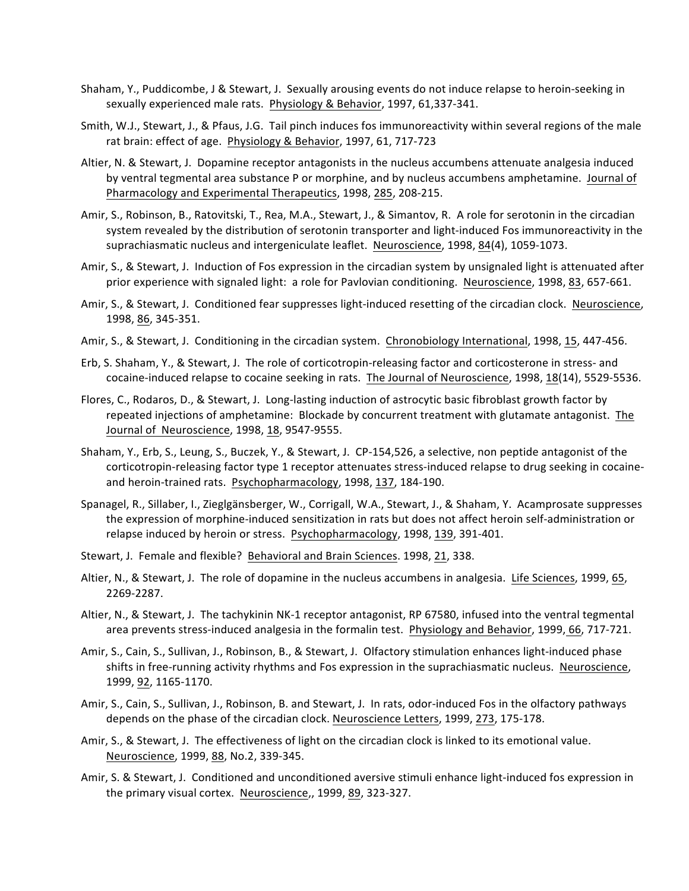Shaham, Y., Puddicombe, J & Stewart, J. Sexually arousing events do not induce relapse to heroin-seeking in sexually experienced male rats. Physiology & Behavior, 1997, 61,337-341.

Smith, W.J., Stewart, J., & Pfaus, J.G. Tail pinch induces fos immunoreactivity within several regions of the male rat brain: effect of age. Physiology & Behavior, 1997, 61, 717-723

Altier, N. & Stewart, J. Dopamine receptor antagonists in the nucleus accumbens attenuate analgesia induced by ventral tegmental area substance P or morphine, and by nucleus accumbens amphetamine. Journal of Pharmacology and Experimental Therapeutics, 1998, 285, 208-215.

Amir, S., Robinson, B., Ratovitski, T., Rea, M.A., Stewart, J., & Simantov, R. A role for serotonin in the circadian system revealed by the distribution of serotonin transporter and light-induced Fos immunoreactivity in the suprachiasmatic nucleus and intergeniculate leaflet. Neuroscience, 1998, 84(4), 1059-1073.

Amir, S., & Stewart, J. Induction of Fos expression in the circadian system by unsignaled light is attenuated after prior experience with signaled light: a role for Pavlovian conditioning. Neuroscience, 1998, 83, 657-661.

Amir, S., & Stewart, J. Conditioned fear suppresses light-induced resetting of the circadian clock. Neuroscience, 1998, 86, 345-351.

Amir, S., & Stewart, J. Conditioning in the circadian system. Chronobiology International, 1998, 15, 447-456.

Erb, S. Shaham, Y., & Stewart, J. The role of corticotropin-releasing factor and corticosterone in stress- and cocaine-induced relapse to cocaine seeking in rats. The Journal of Neuroscience, 1998, 18(14), 5529-5536.

Flores, C., Rodaros, D., & Stewart, J. Long-lasting induction of astrocytic basic fibroblast growth factor by repeated injections of amphetamine: Blockade by concurrent treatment with glutamate antagonist. The Journal of Neuroscience, 1998, 18, 9547-9555.

Shaham, Y., Erb, S., Leung, S., Buczek, Y., & Stewart, J. CP-154,526, a selective, non peptide antagonist of the corticotropin-releasing factor type 1 receptor attenuates stress-induced relapse to drug seeking in cocaine- and heroin-trained rats. Psychopharmacology, 1998, 137, 184-190.

Spanagel, R., Sillaber, I., Zieglgänsberger, W., Corrigall, W.A., Stewart, J., & Shaham, Y. Acamprosate suppresses the expression of morphine-induced sensitization in rats but does not affect heroin self-administration or relapse induced by heroin or stress. Psychopharmacology, 1998, 139, 391-401.

Stewart, J. Female and flexible? Behavioral and Brain Sciences. 1998, 21, 338.

Altier, N., & Stewart, J. The role of dopamine in the nucleus accumbens in analgesia. Life Sciences, 1999, 65, 2269-2287.

Altier, N., & Stewart, J. The tachykinin NK-1 receptor antagonist, RP 67580, infused into the ventral tegmental area prevents stress-induced analgesia in the formalin test. Physiology and Behavior, 1999, 66, 717-721.

Amir, S., Cain, S., Sullivan, J., Robinson, B., & Stewart, J. Olfactory stimulation enhances light-induced phase shifts in free-running activity rhythms and Fos expression in the suprachiasmatic nucleus. Neuroscience, 1999, 92, 1165-1170.

Amir, S., Cain, S., Sullivan, J., Robinson, B. and Stewart, J. In rats, odor-induced Fos in the olfactory pathways depends on the phase of the circadian clock. Neuroscience Letters, 1999, 273, 175-178.

Amir, S., & Stewart, J. The effectiveness of light on the circadian clock is linked to its emotional value. Neuroscience, 1999, 88, No.2, 339-345.

Amir, S. & Stewart, J. Conditioned and unconditioned aversive stimuli enhance light-induced fos expression in the primary visual cortex. Neuroscience,, 1999, 89, 323-327.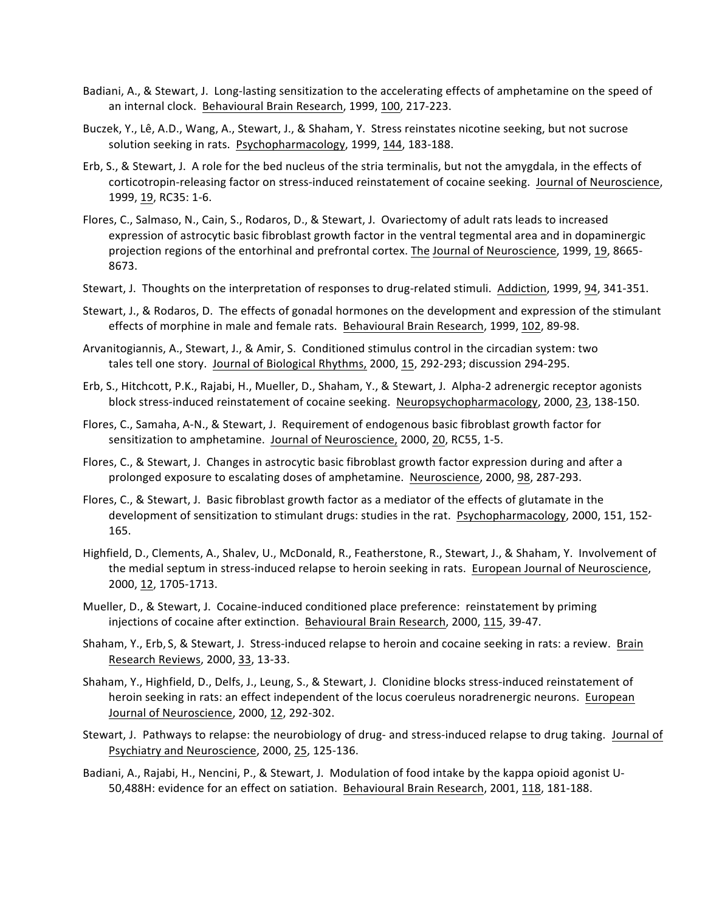Badiani, A., & Stewart, J. Long-lasting sensitization to the accelerating effects of amphetamine on the speed of an internal clock. Behavioural Brain Research, 1999, 100, 217-223.

Buczek, Y., Lê, A.D., Wang, A., Stewart, J., & Shaham, Y. Stress reinstates nicotine seeking, but not sucrose solution seeking in rats. Psychopharmacology, 1999, 144, 183-188.

Erb, S., & Stewart, J. A role for the bed nucleus of the stria terminalis, but not the amygdala, in the effects of corticotropin-releasing factor on stress-induced reinstatement of cocaine seeking. Journal of Neuroscience, 1999, 19, RC35: 1-6.

Flores, C., Salmaso, N., Cain, S., Rodaros, D., & Stewart, J. Ovariectomy of adult rats leads to increased expression of astrocytic basic fibroblast growth factor in the ventral tegmental area and in dopaminergic projection regions of the entorhinal and prefrontal cortex. The Journal of Neuroscience, 1999, 19, 8665-8673.

Stewart, J. Thoughts on the interpretation of responses to drug-related stimuli. Addiction, 1999, 94, 341-351.

Stewart, J., & Rodaros, D. The effects of gonadal hormones on the development and expression of the stimulant effects of morphine in male and female rats. Behavioural Brain Research, 1999, 102, 89-98.

Arvanitogiannis, A., Stewart, J., & Amir, S. Conditioned stimulus control in the circadian system: two tales tell one story. Journal of Biological Rhythms, 2000, 15, 292-293; discussion 294-295.

Erb, S., Hitchcott, P.K., Rajabi, H., Mueller, D., Shaham, Y., & Stewart, J. Alpha-2 adrenergic receptor agonists block stress-induced reinstatement of cocaine seeking. Neuropsychopharmacology, 2000, 23, 138-150.

Flores, C., Samaha, A-N., & Stewart, J. Requirement of endogenous basic fibroblast growth factor for sensitization to amphetamine. Journal of Neuroscience, 2000, 20, RC55, 1-5.

Flores, C., & Stewart, J. Changes in astrocytic basic fibroblast growth factor expression during and after a prolonged exposure to escalating doses of amphetamine. Neuroscience, 2000, 98, 287-293.

Flores, C., & Stewart, J. Basic fibroblast growth factor as a mediator of the effects of glutamate in the development of sensitization to stimulant drugs: studies in the rat. Psychopharmacology, 2000, 151, 152-165.

Highfield, D., Clements, A., Shalev, U., McDonald, R., Featherstone, R., Stewart, J., & Shaham, Y. Involvement of the medial septum in stress-induced relapse to heroin seeking in rats. European Journal of Neuroscience, 2000, 12, 1705-1713.

Mueller, D., & Stewart, J. Cocaine-induced conditioned place preference: reinstatement by priming injections of cocaine after extinction. Behavioural Brain Research, 2000, 115, 39-47.

Shaham, Y., Erb, S, & Stewart, J. Stress-induced relapse to heroin and cocaine seeking in rats: a review. Brain Research Reviews, 2000, 33, 13-33.

Shaham, Y., Highfield, D., Delfs, J., Leung, S., & Stewart, J. Clonidine blocks stress-induced reinstatement of heroin seeking in rats: an effect independent of the locus coeruleus noradrenergic neurons. European Journal of Neuroscience, 2000, 12, 292-302.

Stewart, J. Pathways to relapse: the neurobiology of drug- and stress-induced relapse to drug taking. Journal of Psychiatry and Neuroscience, 2000, 25, 125-136.

Badiani, A., Rajabi, H., Nencini, P., & Stewart, J. Modulation of food intake by the kappa opioid agonist U-50,488H: evidence for an effect on satiation. Behavioural Brain Research, 2001, 118, 181-188.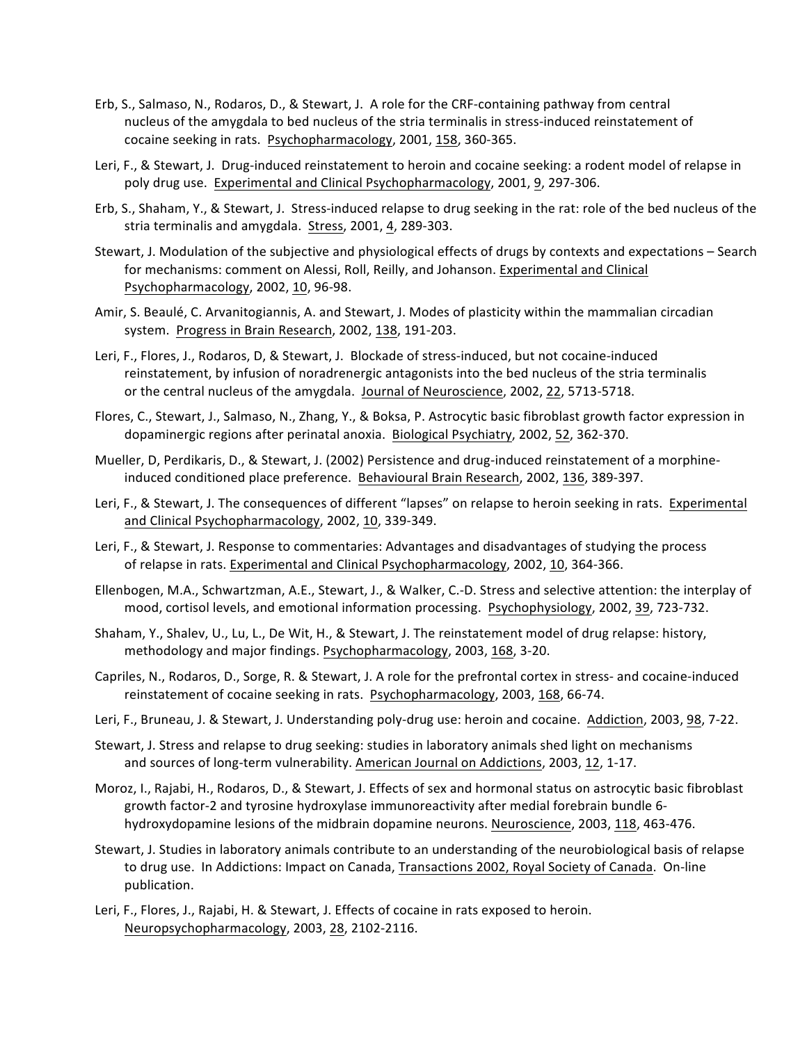Erb, S., Salmaso, N., Rodaros, D., & Stewart, J. A role for the CRF-containing pathway from central nucleus of the amygdala to bed nucleus of the stria terminalis in stress-induced reinstatement of cocaine seeking in rats. Psychopharmacology, 2001, 158, 360-365.

Leri, F., & Stewart, J. Drug-induced reinstatement to heroin and cocaine seeking: a rodent model of relapse in poly drug use. Experimental and Clinical Psychopharmacology, 2001, 9, 297-306.

Erb, S., Shaham, Y., & Stewart, J. Stress-induced relapse to drug seeking in the rat: role of the bed nucleus of the stria terminalis and amygdala. Stress, 2001, 4, 289-303.

Stewart, J. Modulation of the subjective and physiological effects of drugs by contexts and expectations – Search for mechanisms: comment on Alessi, Roll, Reilly, and Johanson. Experimental and Clinical Psychopharmacology, 2002, 10, 96-98.

Amir, S. Beaulé, C. Arvanitogiannis, A. and Stewart, J. Modes of plasticity within the mammalian circadian system. Progress in Brain Research, 2002, 138, 191-203.

Leri, F., Flores, J., Rodaros, D, & Stewart, J. Blockade of stress-induced, but not cocaine-induced reinstatement, by infusion of noradrenergic antagonists into the bed nucleus of the stria terminalis or the central nucleus of the amygdala. Journal of Neuroscience, 2002, 22, 5713-5718.

Flores, C., Stewart, J., Salmaso, N., Zhang, Y., & Boksa, P. Astrocytic basic fibroblast growth factor expression in dopaminergic regions after perinatal anoxia. Biological Psychiatry, 2002, 52, 362-370.

Mueller, D, Perdikaris, D., & Stewart, J. (2002) Persistence and drug-induced reinstatement of a morphine-induced conditioned place preference. Behavioural Brain Research, 2002, 136, 389-397.

Leri, F., & Stewart, J. The consequences of different "lapses" on relapse to heroin seeking in rats. Experimental and Clinical Psychopharmacology, 2002, 10, 339-349.

Leri, F., & Stewart, J. Response to commentaries: Advantages and disadvantages of studying the process of relapse in rats. Experimental and Clinical Psychopharmacology, 2002, 10, 364-366.

Ellenbogen, M.A., Schwartzman, A.E., Stewart, J., & Walker, C.-D. Stress and selective attention: the interplay of mood, cortisol levels, and emotional information processing. Psychophysiology, 2002, 39, 723-732.

Shaham, Y., Shalev, U., Lu, L., De Wit, H., & Stewart, J. The reinstatement model of drug relapse: history, methodology and major findings. Psychopharmacology, 2003, 168, 3-20.

Capriles, N., Rodaros, D., Sorge, R. & Stewart, J. A role for the prefrontal cortex in stress- and cocaine-induced reinstatement of cocaine seeking in rats. Psychopharmacology, 2003, 168, 66-74.

Leri, F., Bruneau, J. & Stewart, J. Understanding poly-drug use: heroin and cocaine. Addiction, 2003, 98, 7-22.

Stewart, J. Stress and relapse to drug seeking: studies in laboratory animals shed light on mechanisms and sources of long-term vulnerability. American Journal on Addictions, 2003, 12, 1-17.

Moroz, I., Rajabi, H., Rodaros, D., & Stewart, J. Effects of sex and hormonal status on astrocytic basic fibroblast growth factor-2 and tyrosine hydroxylase immunoreactivity after medial forebrain bundle 6-hydroxydopamine lesions of the midbrain dopamine neurons. Neuroscience, 2003, 118, 463-476.

Stewart, J. Studies in laboratory animals contribute to an understanding of the neurobiological basis of relapse to drug use. In Addictions: Impact on Canada, Transactions 2002, Royal Society of Canada. On-line publication.

Leri, F., Flores, J., Rajabi, H. & Stewart, J. Effects of cocaine in rats exposed to heroin. Neuropsychopharmacology, 2003, 28, 2102-2116.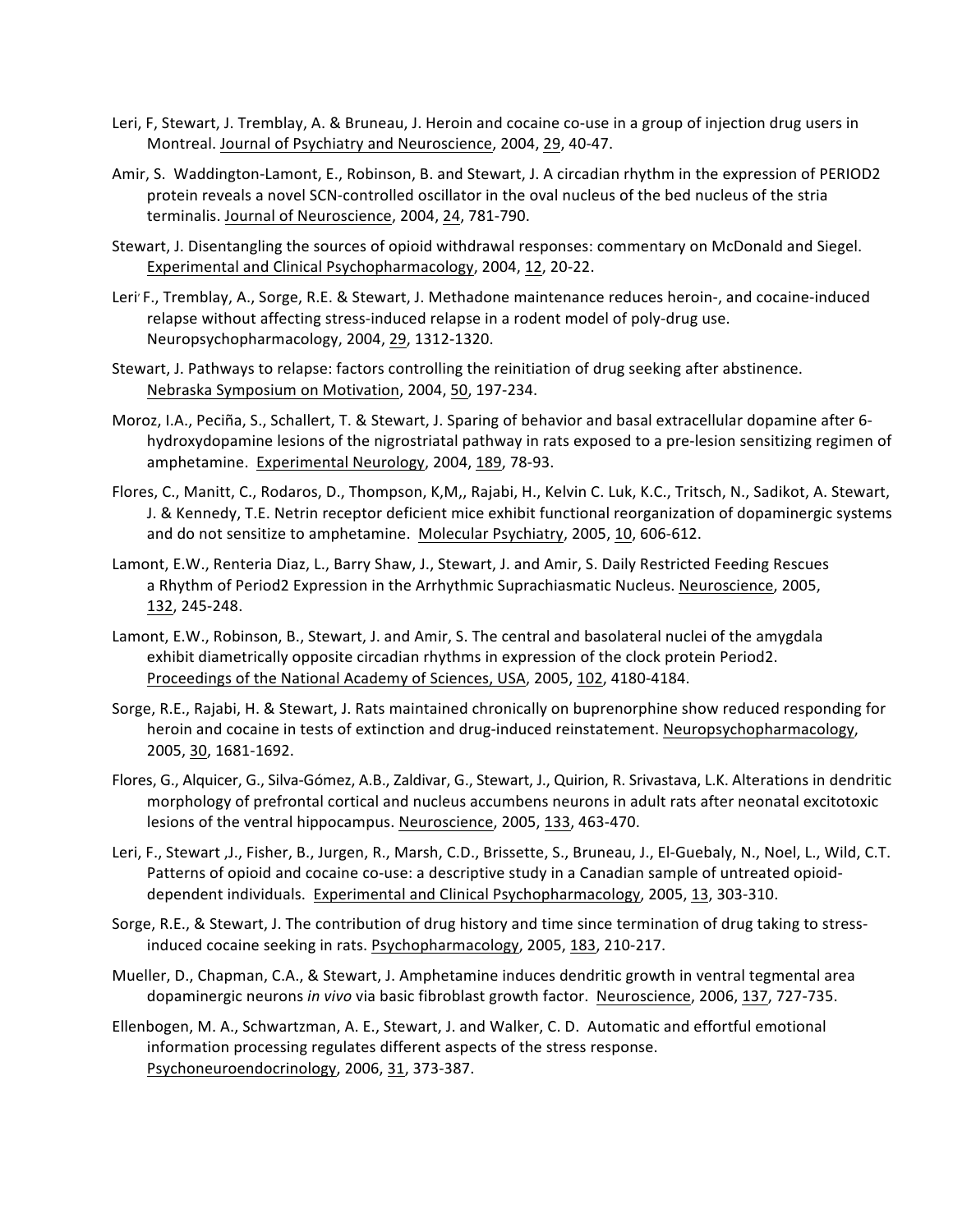Leri, F, Stewart, J. Tremblay, A. & Bruneau, J. Heroin and cocaine co-use in a group of injection drug users in Montreal. Journal of Psychiatry and Neuroscience, 2004, 29, 40-47.

Amir, S. Waddington-Lamont, E., Robinson, B. and Stewart, J. A circadian rhythm in the expression of PERIOD2 protein reveals a novel SCN-controlled oscillator in the oval nucleus of the bed nucleus of the stria terminalis. Journal of Neuroscience, 2004, 24, 781-790.

Stewart, J. Disentangling the sources of opioid withdrawal responses: commentary on McDonald and Siegel. Experimental and Clinical Psychopharmacology, 2004, 12, 20-22.

Leri, F., Tremblay, A., Sorge, R.E. & Stewart, J. Methadone maintenance reduces heroin-, and cocaine-induced relapse without affecting stress-induced relapse in a rodent model of poly-drug use. Neuropsychopharmacology, 2004, 29, 1312-1320.

Stewart, J. Pathways to relapse: factors controlling the reinitiation of drug seeking after abstinence. Nebraska Symposium on Motivation, 2004, 50, 197-234.

Moroz, I.A., Peciña, S., Schallert, T. & Stewart, J. Sparing of behavior and basal extracellular dopamine after 6-hydroxydopamine lesions of the nigrostriatal pathway in rats exposed to a pre-lesion sensitizing regimen of amphetamine. Experimental Neurology, 2004, 189, 78-93.

Flores, C., Manitt, C., Rodaros, D., Thompson, K,M,, Rajabi, H., Kelvin C. Luk, K.C., Tritsch, N., Sadikot, A. Stewart, J. & Kennedy, T.E. Netrin receptor deficient mice exhibit functional reorganization of dopaminergic systems and do not sensitize to amphetamine. Molecular Psychiatry, 2005, 10, 606-612.

Lamont, E.W., Renteria Diaz, L., Barry Shaw, J., Stewart, J. and Amir, S. Daily Restricted Feeding Rescues a Rhythm of Period2 Expression in the Arrhythmic Suprachiasmatic Nucleus. Neuroscience, 2005, 132, 245-248.

Lamont, E.W., Robinson, B., Stewart, J. and Amir, S. The central and basolateral nuclei of the amygdala exhibit diametrically opposite circadian rhythms in expression of the clock protein Period2. Proceedings of the National Academy of Sciences, USA, 2005, 102, 4180-4184.

Sorge, R.E., Rajabi, H. & Stewart, J. Rats maintained chronically on buprenorphine show reduced responding for heroin and cocaine in tests of extinction and drug-induced reinstatement. Neuropsychopharmacology, 2005, 30, 1681-1692.

Flores, G., Alquicer, G., Silva-Gómez, A.B., Zaldivar, G., Stewart, J., Quirion, R. Srivastava, L.K. Alterations in dendritic morphology of prefrontal cortical and nucleus accumbens neurons in adult rats after neonatal excitotoxic lesions of the ventral hippocampus. Neuroscience, 2005, 133, 463-470.

Leri, F., Stewart ,J., Fisher, B., Jurgen, R., Marsh, C.D., Brissette, S., Bruneau, J., El-Guebaly, N., Noel, L., Wild, C.T. Patterns of opioid and cocaine co-use: a descriptive study in a Canadian sample of untreated opioid-dependent individuals. Experimental and Clinical Psychopharmacology, 2005, 13, 303-310.

Sorge, R.E., & Stewart, J. The contribution of drug history and time since termination of drug taking to stress-induced cocaine seeking in rats. Psychopharmacology, 2005, 183, 210-217.

Mueller, D., Chapman, C.A., & Stewart, J. Amphetamine induces dendritic growth in ventral tegmental area dopaminergic neurons *in vivo* via basic fibroblast growth factor. Neuroscience, 2006, 137, 727-735.

Ellenbogen, M. A., Schwartzman, A. E., Stewart, J. and Walker, C. D. Automatic and effortful emotional information processing regulates different aspects of the stress response. Psychoneuroendocrinology, 2006, 31, 373-387.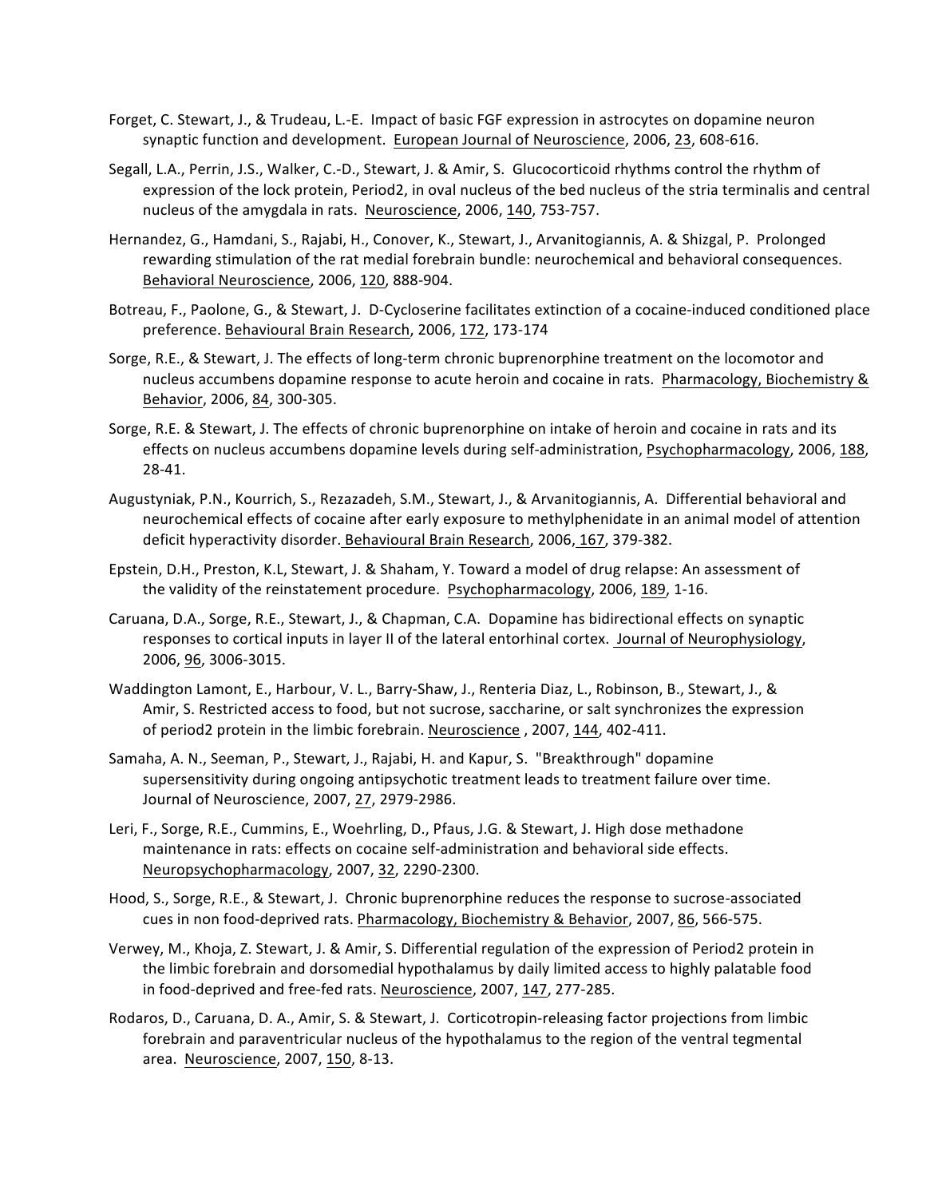Forget, C. Stewart, J., & Trudeau, L.-E. Impact of basic FGF expression in astrocytes on dopamine neuron synaptic function and development. European Journal of Neuroscience, 2006, 23, 608-616.

Segall, L.A., Perrin, J.S., Walker, C.-D., Stewart, J. & Amir, S. Glucocorticoid rhythms control the rhythm of expression of the lock protein, Period2, in oval nucleus of the bed nucleus of the stria terminalis and central nucleus of the amygdala in rats. Neuroscience, 2006, 140, 753-757.

Hernandez, G., Hamdani, S., Rajabi, H., Conover, K., Stewart, J., Arvanitogiannis, A. & Shizgal, P. Prolonged rewarding stimulation of the rat medial forebrain bundle: neurochemical and behavioral consequences. Behavioral Neuroscience, 2006, 120, 888-904.

Botreau, F., Paolone, G., & Stewart, J. D-Cycloserine facilitates extinction of a cocaine-induced conditioned place preference. Behavioural Brain Research, 2006, 172, 173-174

Sorge, R.E., & Stewart, J. The effects of long-term chronic buprenorphine treatment on the locomotor and nucleus accumbens dopamine response to acute heroin and cocaine in rats. Pharmacology, Biochemistry & Behavior, 2006, 84, 300-305.

Sorge, R.E. & Stewart, J. The effects of chronic buprenorphine on intake of heroin and cocaine in rats and its effects on nucleus accumbens dopamine levels during self-administration, Psychopharmacology, 2006, 188, 28-41.

Augustyniak, P.N., Kourrich, S., Rezazadeh, S.M., Stewart, J., & Arvanitogiannis, A. Differential behavioral and neurochemical effects of cocaine after early exposure to methylphenidate in an animal model of attention deficit hyperactivity disorder. Behavioural Brain Research, 2006, 167, 379-382.

Epstein, D.H., Preston, K.L, Stewart, J. & Shaham, Y. Toward a model of drug relapse: An assessment of the validity of the reinstatement procedure. Psychopharmacology, 2006, 189, 1-16.

Caruana, D.A., Sorge, R.E., Stewart, J., & Chapman, C.A. Dopamine has bidirectional effects on synaptic responses to cortical inputs in layer II of the lateral entorhinal cortex. Journal of Neurophysiology, 2006, 96, 3006-3015.

Waddington Lamont, E., Harbour, V. L., Barry-Shaw, J., Renteria Diaz, L., Robinson, B., Stewart, J., & Amir, S. Restricted access to food, but not sucrose, saccharine, or salt synchronizes the expression of period2 protein in the limbic forebrain. Neuroscience , 2007, 144, 402-411.

Samaha, A. N., Seeman, P., Stewart, J., Rajabi, H. and Kapur, S. "Breakthrough" dopamine supersensitivity during ongoing antipsychotic treatment leads to treatment failure over time. Journal of Neuroscience, 2007, 27, 2979-2986.

Leri, F., Sorge, R.E., Cummins, E., Woehrling, D., Pfaus, J.G. & Stewart, J. High dose methadone maintenance in rats: effects on cocaine self-administration and behavioral side effects. Neuropsychopharmacology, 2007, 32, 2290-2300.

Hood, S., Sorge, R.E., & Stewart, J. Chronic buprenorphine reduces the response to sucrose-associated cues in non food-deprived rats. Pharmacology, Biochemistry & Behavior, 2007, 86, 566-575.

Verwey, M., Khoja, Z. Stewart, J. & Amir, S. Differential regulation of the expression of Period2 protein in the limbic forebrain and dorsomedial hypothalamus by daily limited access to highly palatable food in food-deprived and free-fed rats. Neuroscience, 2007, 147, 277-285.

Rodaros, D., Caruana, D. A., Amir, S. & Stewart, J. Corticotropin-releasing factor projections from limbic forebrain and paraventricular nucleus of the hypothalamus to the region of the ventral tegmental area. Neuroscience, 2007, 150, 8-13.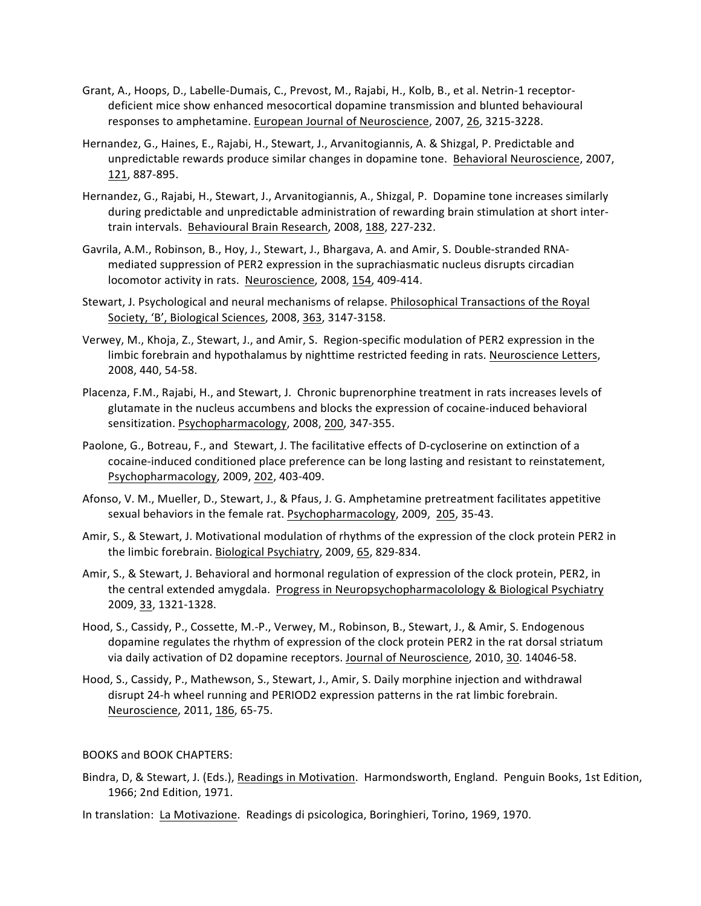Grant, A., Hoops, D., Labelle-Dumais, C., Prevost, M., Rajabi, H., Kolb, B., et al. Netrin-1 receptor-deficient mice show enhanced mesocortical dopamine transmission and blunted behavioural responses to amphetamine. European Journal of Neuroscience, 2007, 26, 3215-3228.

Hernandez, G., Haines, E., Rajabi, H., Stewart, J., Arvanitogiannis, A. & Shizgal, P. Predictable and unpredictable rewards produce similar changes in dopamine tone. Behavioral Neuroscience, 2007, 121, 887-895.

Hernandez, G., Rajabi, H., Stewart, J., Arvanitogiannis, A., Shizgal, P. Dopamine tone increases similarly during predictable and unpredictable administration of rewarding brain stimulation at short inter-train intervals. Behavioural Brain Research, 2008, 188, 227-232.

Gavrila, A.M., Robinson, B., Hoy, J., Stewart, J., Bhargava, A. and Amir, S. Double-stranded RNA-mediated suppression of PER2 expression in the suprachiasmatic nucleus disrupts circadian locomotor activity in rats. Neuroscience, 2008, 154, 409-414.

Stewart, J. Psychological and neural mechanisms of relapse. Philosophical Transactions of the Royal Society, 'B', Biological Sciences, 2008, 363, 3147-3158.

Verwey, M., Khoja, Z., Stewart, J., and Amir, S. Region-specific modulation of PER2 expression in the limbic forebrain and hypothalamus by nighttime restricted feeding in rats. Neuroscience Letters, 2008, 440, 54-58.

Placenza, F.M., Rajabi, H., and Stewart, J. Chronic buprenorphine treatment in rats increases levels of glutamate in the nucleus accumbens and blocks the expression of cocaine-induced behavioral sensitization. Psychopharmacology, 2008, 200, 347-355.

Paolone, G., Botreau, F., and Stewart, J. The facilitative effects of D-cycloserine on extinction of a cocaine-induced conditioned place preference can be long lasting and resistant to reinstatement, Psychopharmacology, 2009, 202, 403-409.

Afonso, V. M., Mueller, D., Stewart, J., & Pfaus, J. G. Amphetamine pretreatment facilitates appetitive sexual behaviors in the female rat. Psychopharmacology, 2009, 205, 35-43.

Amir, S., & Stewart, J. Motivational modulation of rhythms of the expression of the clock protein PER2 in the limbic forebrain. Biological Psychiatry, 2009, 65, 829-834.

Amir, S., & Stewart, J. Behavioral and hormonal regulation of expression of the clock protein, PER2, in the central extended amygdala. Progress in Neuropsychopharmacolology & Biological Psychiatry 2009, 33, 1321-1328.

Hood, S., Cassidy, P., Cossette, M.-P., Verwey, M., Robinson, B., Stewart, J., & Amir, S. Endogenous dopamine regulates the rhythm of expression of the clock protein PER2 in the rat dorsal striatum via daily activation of D2 dopamine receptors. Journal of Neuroscience, 2010, 30. 14046-58.

Hood, S., Cassidy, P., Mathewson, S., Stewart, J., Amir, S. Daily morphine injection and withdrawal disrupt 24-h wheel running and PERIOD2 expression patterns in the rat limbic forebrain. Neuroscience, 2011, 186, 65-75.

BOOKS and BOOK CHAPTERS:

Bindra, D, & Stewart, J. (Eds.), Readings in Motivation. Harmondsworth, England. Penguin Books, 1st Edition, 1966; 2nd Edition, 1971.

In translation: La Motivazione. Readings di psicologica, Boringhieri, Torino, 1969, 1970.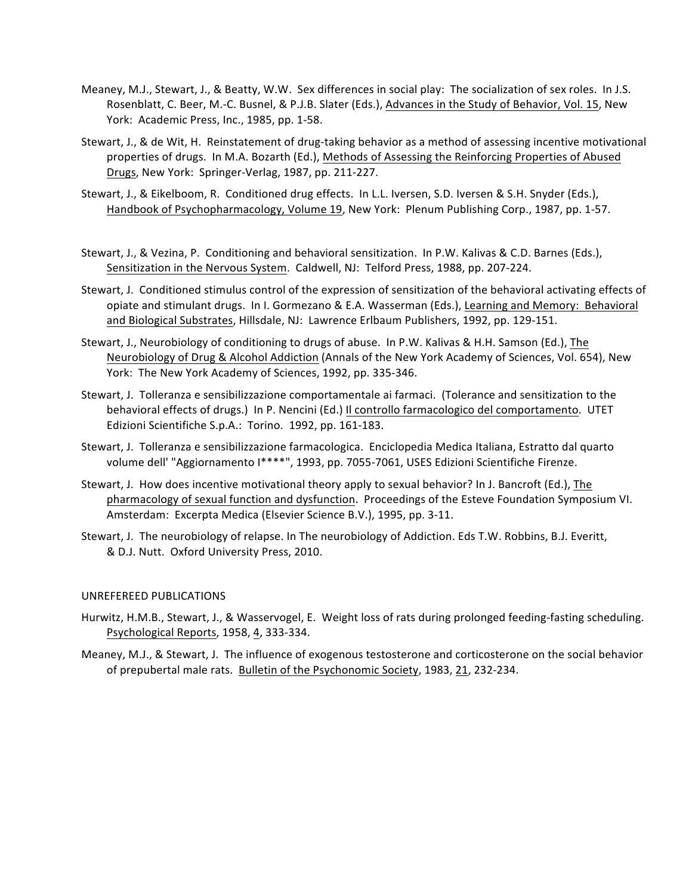Meaney, M.J., Stewart, J., & Beatty, W.W. Sex differences in social play: The socialization of sex roles. In J.S. Rosenblatt, C. Beer, M.-C. Busnel, & P.J.B. Slater (Eds.), Advances in the Study of Behavior, Vol. 15, New York: Academic Press, Inc., 1985, pp. 1-58.

Stewart, J., & de Wit, H. Reinstatement of drug-taking behavior as a method of assessing incentive motivational properties of drugs. In M.A. Bozarth (Ed.), Methods of Assessing the Reinforcing Properties of Abused Drugs, New York: Springer-Verlag, 1987, pp. 211-227.

Stewart, J., & Eikelboom, R. Conditioned drug effects. In L.L. Iversen, S.D. Iversen & S.H. Snyder (Eds.), Handbook of Psychopharmacology, Volume 19, New York: Plenum Publishing Corp., 1987, pp. 1-57.

Stewart, J., & Vezina, P. Conditioning and behavioral sensitization. In P.W. Kalivas & C.D. Barnes (Eds.), Sensitization in the Nervous System. Caldwell, NJ: Telford Press, 1988, pp. 207-224.

Stewart, J. Conditioned stimulus control of the expression of sensitization of the behavioral activating effects of opiate and stimulant drugs. In I. Gormezano & E.A. Wasserman (Eds.), Learning and Memory: Behavioral and Biological Substrates, Hillsdale, NJ: Lawrence Erlbaum Publishers, 1992, pp. 129-151.

Stewart, J., Neurobiology of conditioning to drugs of abuse. In P.W. Kalivas & H.H. Samson (Ed.), The Neurobiology of Drug & Alcohol Addiction (Annals of the New York Academy of Sciences, Vol. 654), New York: The New York Academy of Sciences, 1992, pp. 335-346.

Stewart, J. Tolleranza e sensibilizzazione comportamentale ai farmaci. (Tolerance and sensitization to the behavioral effects of drugs.) In P. Nencini (Ed.) Il controllo farmacologico del comportamento. UTET Edizioni Scientifiche S.p.A.: Torino. 1992, pp. 161-183.

Stewart, J. Tolleranza e sensibilizzazione farmacologica. Enciclopedia Medica Italiana, Estratto dal quarto volume dell' "Aggiornamento I****", 1993, pp. 7055-7061, USES Edizioni Scientifiche Firenze.

Stewart, J. How does incentive motivational theory apply to sexual behavior? In J. Bancroft (Ed.), The pharmacology of sexual function and dysfunction. Proceedings of the Esteve Foundation Symposium VI. Amsterdam: Excerpta Medica (Elsevier Science B.V.), 1995, pp. 3-11.

Stewart, J. The neurobiology of relapse. In The neurobiology of Addiction. Eds T.W. Robbins, B.J. Everitt, & D.J. Nutt. Oxford University Press, 2010.

UNREFEREED PUBLICATIONS

Hurwitz, H.M.B., Stewart, J., & Wasservogel, E. Weight loss of rats during prolonged feeding-fasting scheduling. Psychological Reports, 1958, 4, 333-334.

Meaney, M.J., & Stewart, J. The influence of exogenous testosterone and corticosterone on the social behavior of prepubertal male rats. Bulletin of the Psychonomic Society, 1983, 21, 232-234.